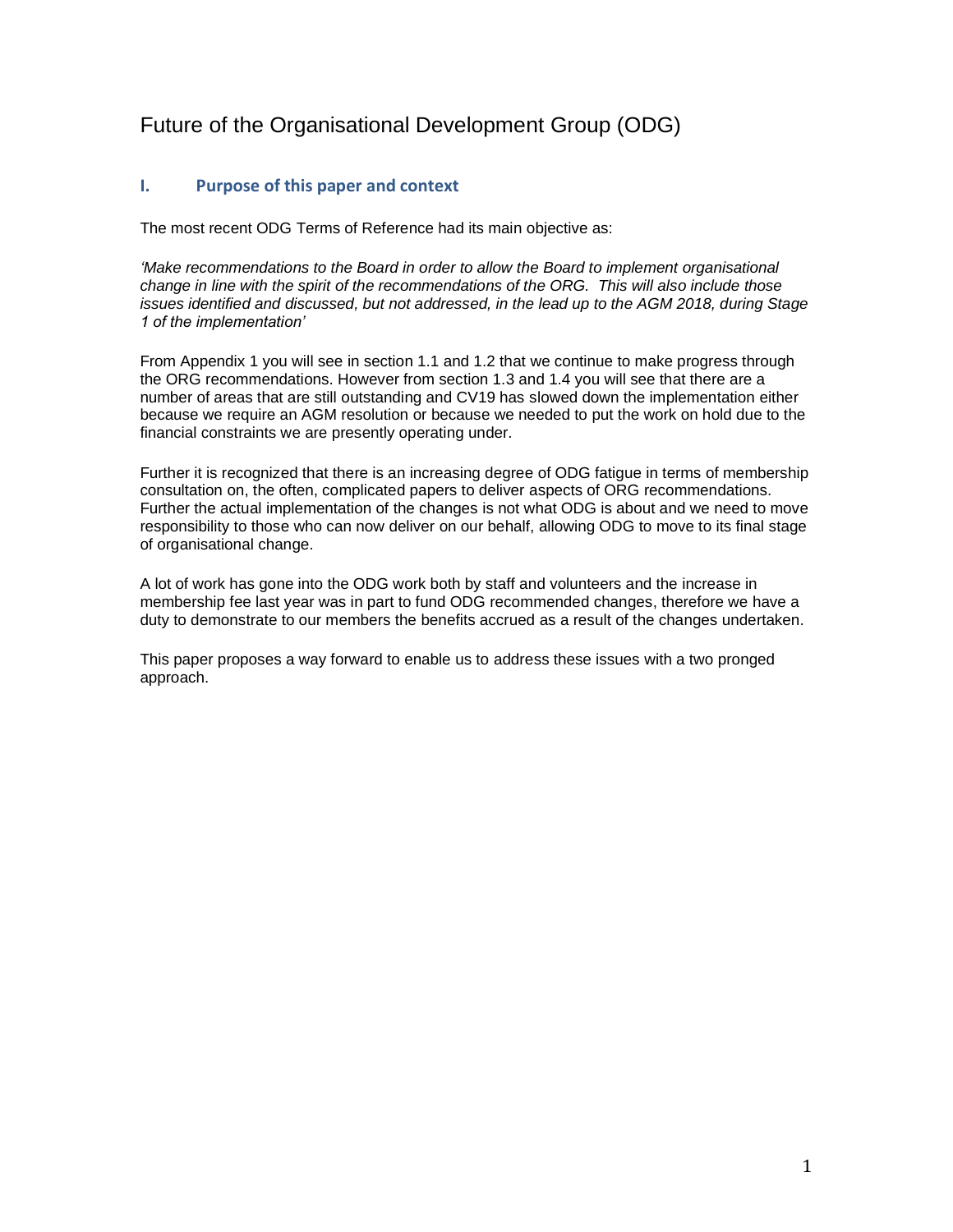# Future of the Organisational Development Group (ODG)

## I. Purpose of this paper and context

The most recent ODG Terms of Reference had its main objective as:

*'Make recommendations to the Board in order to allow the Board to implement organisational change in line with the spirit of the recommendations of the ORG. This will also include those issues identified and discussed, but not addressed, in the lead up to the AGM 2018, during Stage 1 of the implementation'*

From Appendix 1 you will see in section 1.1 and 1.2 that we continue to make progress through the ORG recommendations. However from section 1.3 and 1.4 you will see that there are a number of areas that are still outstanding and CV19 has slowed down the implementation either because we require an AGM resolution or because we needed to put the work on hold due to the financial constraints we are presently operating under.

Further it is recognized that there is an increasing degree of ODG fatigue in terms of membership consultation on, the often, complicated papers to deliver aspects of ORG recommendations. Further the actual implementation of the changes is not what ODG is about and we need to move responsibility to those who can now deliver on our behalf, allowing ODG to move to its final stage of organisational change.

A lot of work has gone into the ODG work both by staff and volunteers and the increase in membership fee last year was in part to fund ODG recommended changes, therefore we have a duty to demonstrate to our members the benefits accrued as a result of the changes undertaken.

This paper proposes a way forward to enable us to address these issues with a two pronged approach.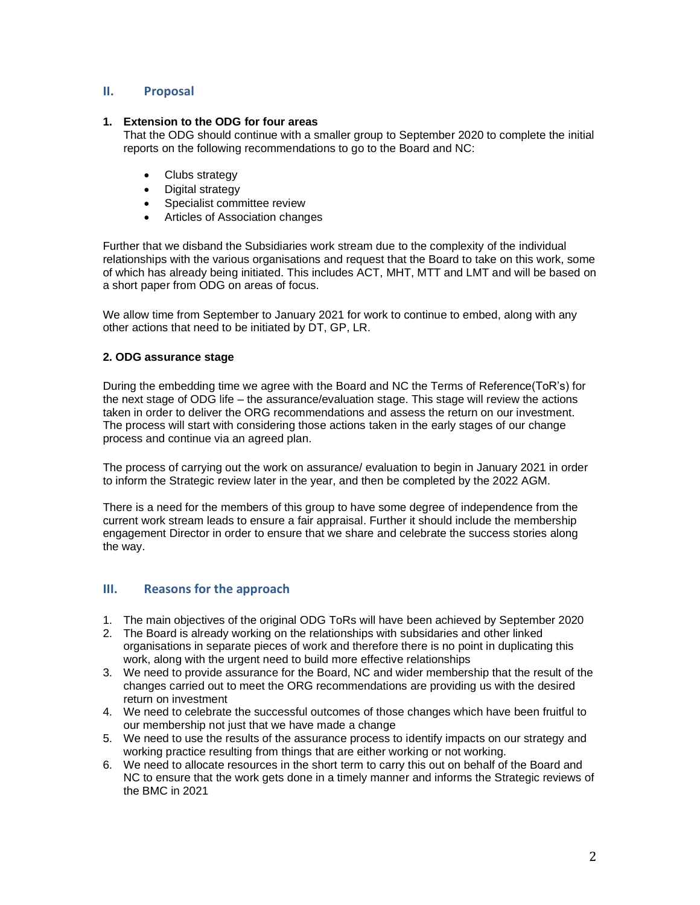## II. Proposal

**1. Extension to the ODG for four areas**

That the ODG should continue with a smaller group to September 2020 to complete the initial reports on the following recommendations to go to the Board and NC:

- Clubs strategy
- Digital strategy
- Specialist committee review
- Articles of Association changes

Further that we disband the Subsidiaries work stream due to the complexity of the individual relationships with the various organisations and request that the Board to take on this work, some of which has already being initiated. This includes ACT, MHT, MTT and LMT and will be based on a short paper from ODG on areas of focus.

We allow time from September to January 2021 for work to continue to embed, along with any other actions that need to be initiated by DT, GP, LR.

**2. ODG assurance stage**

During the embedding time we agree with the Board and NC the Terms of Reference(ToR's) for the next stage of ODG life – the assurance/evaluation stage. This stage will review the actions taken in order to deliver the ORG recommendations and assess the return on our investment. The process will start with considering those actions taken in the early stages of our change process and continue via an agreed plan.

The process of carrying out the work on assurance/ evaluation to begin in January 2021 in order to inform the Strategic review later in the year, and then be completed by the 2022 AGM.

There is a need for the members of this group to have some degree of independence from the current work stream leads to ensure a fair appraisal. Further it should include the membership engagement Director in order to ensure that we share and celebrate the success stories along the way.

## III. Reasons for the approach

1. The main objectives of the original ODG ToRs will have been achieved by September 2020
2. The Board is already working on the relationships with subsidaries and other linked organisations in separate pieces of work and therefore there is no point in duplicating this work, along with the urgent need to build more effective relationships
3. We need to provide assurance for the Board, NC and wider membership that the result of the changes carried out to meet the ORG recommendations are providing us with the desired return on investment
4. We need to celebrate the successful outcomes of those changes which have been fruitful to our membership not just that we have made a change
5. We need to use the results of the assurance process to identify impacts on our strategy and working practice resulting from things that are either working or not working.
6. We need to allocate resources in the short term to carry this out on behalf of the Board and NC to ensure that the work gets done in a timely manner and informs the Strategic reviews of the BMC in 2021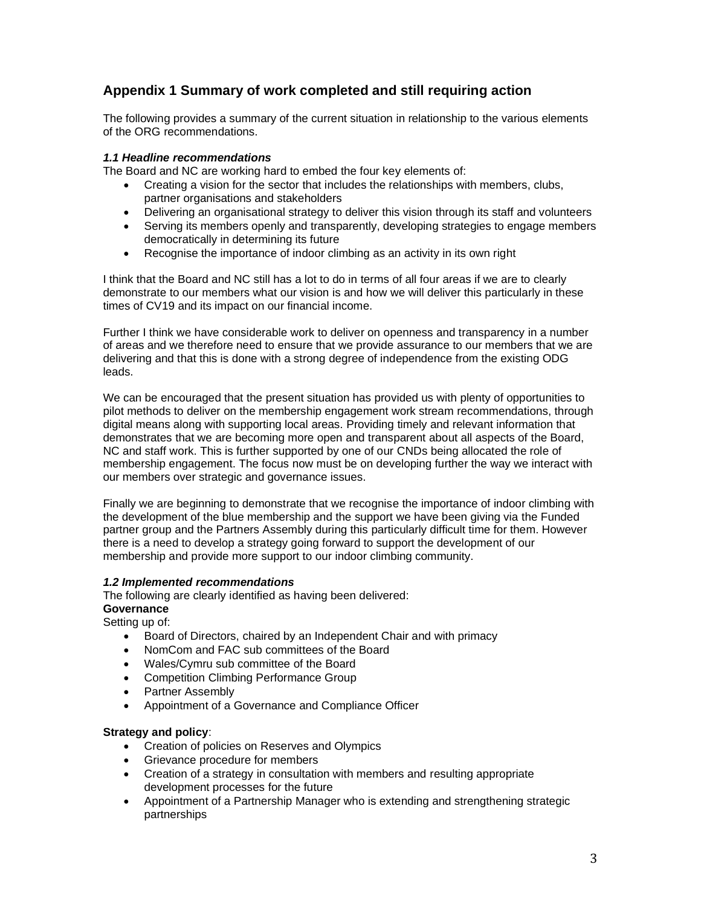## Appendix 1 Summary of work completed and still requiring action

The following provides a summary of the current situation in relationship to the various elements of the ORG recommendations.

### *1.1 Headline recommendations*

The Board and NC are working hard to embed the four key elements of:

- Creating a vision for the sector that includes the relationships with members, clubs, partner organisations and stakeholders
- Delivering an organisational strategy to deliver this vision through its staff and volunteers
- Serving its members openly and transparently, developing strategies to engage members democratically in determining its future
- Recognise the importance of indoor climbing as an activity in its own right

I think that the Board and NC still has a lot to do in terms of all four areas if we are to clearly demonstrate to our members what our vision is and how we will deliver this particularly in these times of CV19 and its impact on our financial income.

Further I think we have considerable work to deliver on openness and transparency in a number of areas and we therefore need to ensure that we provide assurance to our members that we are delivering and that this is done with a strong degree of independence from the existing ODG leads.

We can be encouraged that the present situation has provided us with plenty of opportunities to pilot methods to deliver on the membership engagement work stream recommendations, through digital means along with supporting local areas. Providing timely and relevant information that demonstrates that we are becoming more open and transparent about all aspects of the Board, NC and staff work. This is further supported by one of our CNDs being allocated the role of membership engagement. The focus now must be on developing further the way we interact with our members over strategic and governance issues.

Finally we are beginning to demonstrate that we recognise the importance of indoor climbing with the development of the blue membership and the support we have been giving via the Funded partner group and the Partners Assembly during this particularly difficult time for them. However there is a need to develop a strategy going forward to support the development of our membership and provide more support to our indoor climbing community.

### *1.2 Implemented recommendations*

The following are clearly identified as having been delivered:

**Governance**

Setting up of:

- Board of Directors, chaired by an Independent Chair and with primacy
- NomCom and FAC sub committees of the Board
- Wales/Cymru sub committee of the Board
- Competition Climbing Performance Group
- Partner Assembly
- Appointment of a Governance and Compliance Officer

**Strategy and policy**:

- Creation of policies on Reserves and Olympics
- Grievance procedure for members
- Creation of a strategy in consultation with members and resulting appropriate development processes for the future
- Appointment of a Partnership Manager who is extending and strengthening strategic partnerships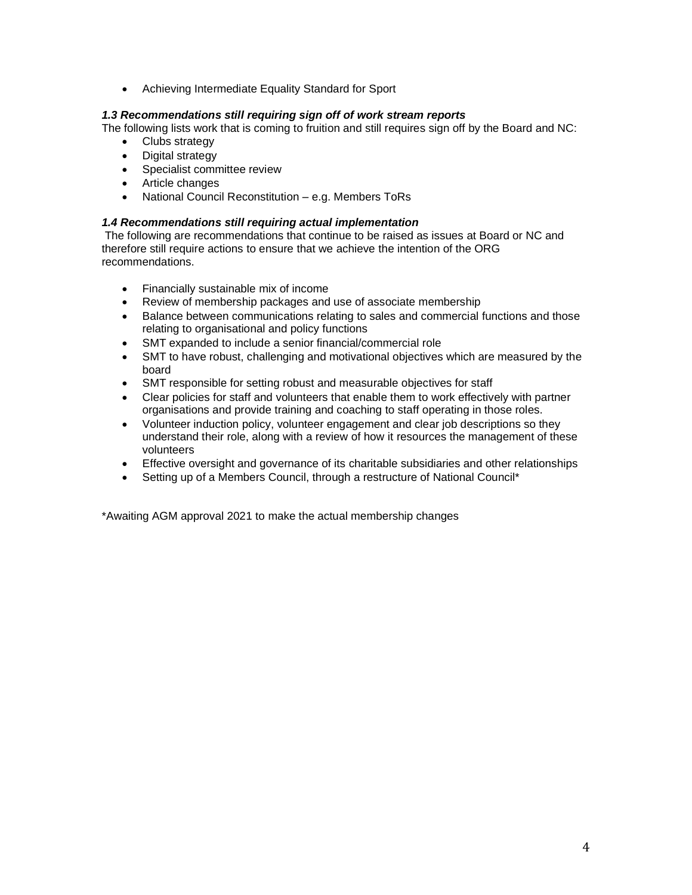- Achieving Intermediate Equality Standard for Sport

### *1.3 Recommendations still requiring sign off of work stream reports*

The following lists work that is coming to fruition and still requires sign off by the Board and NC:

- Clubs strategy
- Digital strategy
- Specialist committee review
- Article changes
- National Council Reconstitution – e.g. Members ToRs

### *1.4 Recommendations still requiring actual implementation*

The following are recommendations that continue to be raised as issues at Board or NC and therefore still require actions to ensure that we achieve the intention of the ORG recommendations.

- Financially sustainable mix of income
- Review of membership packages and use of associate membership
- Balance between communications relating to sales and commercial functions and those relating to organisational and policy functions
- SMT expanded to include a senior financial/commercial role
- SMT to have robust, challenging and motivational objectives which are measured by the board
- SMT responsible for setting robust and measurable objectives for staff
- Clear policies for staff and volunteers that enable them to work effectively with partner organisations and provide training and coaching to staff operating in those roles.
- Volunteer induction policy, volunteer engagement and clear job descriptions so they understand their role, along with a review of how it resources the management of these volunteers
- Effective oversight and governance of its charitable subsidiaries and other relationships
- Setting up of a Members Council, through a restructure of National Council*

*Awaiting AGM approval 2021 to make the actual membership changes